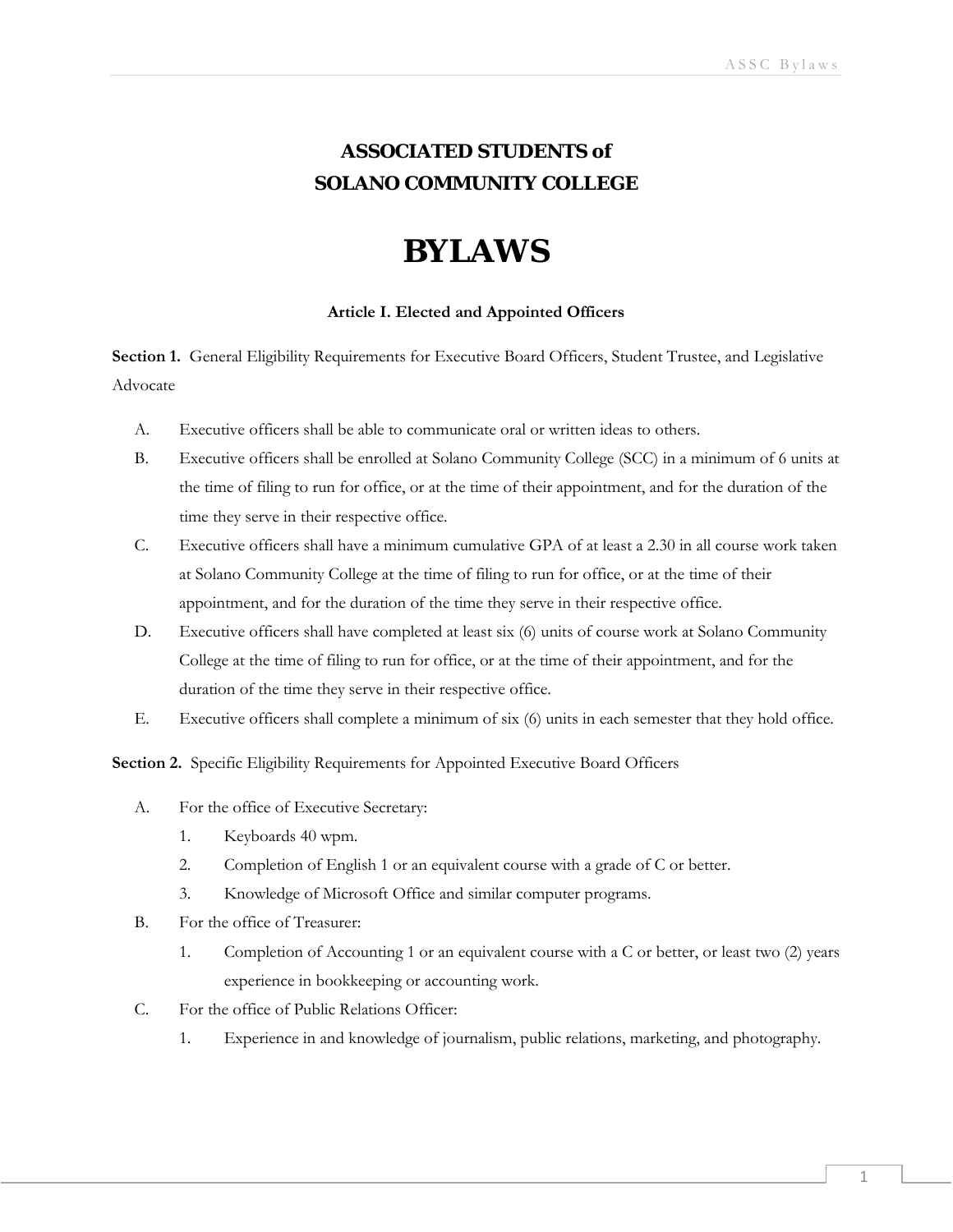# ASSOCIATED STUDENTS of SOLANO COMMUNITY COLLEGE

# BYLAWS

## Article I. Elected and Appointed Officers

**Section 1.** General Eligibility Requirements for Executive Board Officers, Student Trustee, and Legislative Advocate

A. Executive officers shall be able to communicate oral or written ideas to others.

B. Executive officers shall be enrolled at Solano Community College (SCC) in a minimum of 6 units at the time of filing to run for office, or at the time of their appointment, and for the duration of the time they serve in their respective office.

C. Executive officers shall have a minimum cumulative GPA of at least a 2.30 in all course work taken at Solano Community College at the time of filing to run for office, or at the time of their appointment, and for the duration of the time they serve in their respective office.

D. Executive officers shall have completed at least six (6) units of course work at Solano Community College at the time of filing to run for office, or at the time of their appointment, and for the duration of the time they serve in their respective office.

E. Executive officers shall complete a minimum of six (6) units in each semester that they hold office.

**Section 2.** Specific Eligibility Requirements for Appointed Executive Board Officers

A. For the office of Executive Secretary:
   1. Keyboards 40 wpm.
   2. Completion of English 1 or an equivalent course with a grade of C or better.
   3. Knowledge of Microsoft Office and similar computer programs.

B. For the office of Treasurer:
   1. Completion of Accounting 1 or an equivalent course with a C or better, or least two (2) years experience in bookkeeping or accounting work.

C. For the office of Public Relations Officer:
   1. Experience in and knowledge of journalism, public relations, marketing, and photography.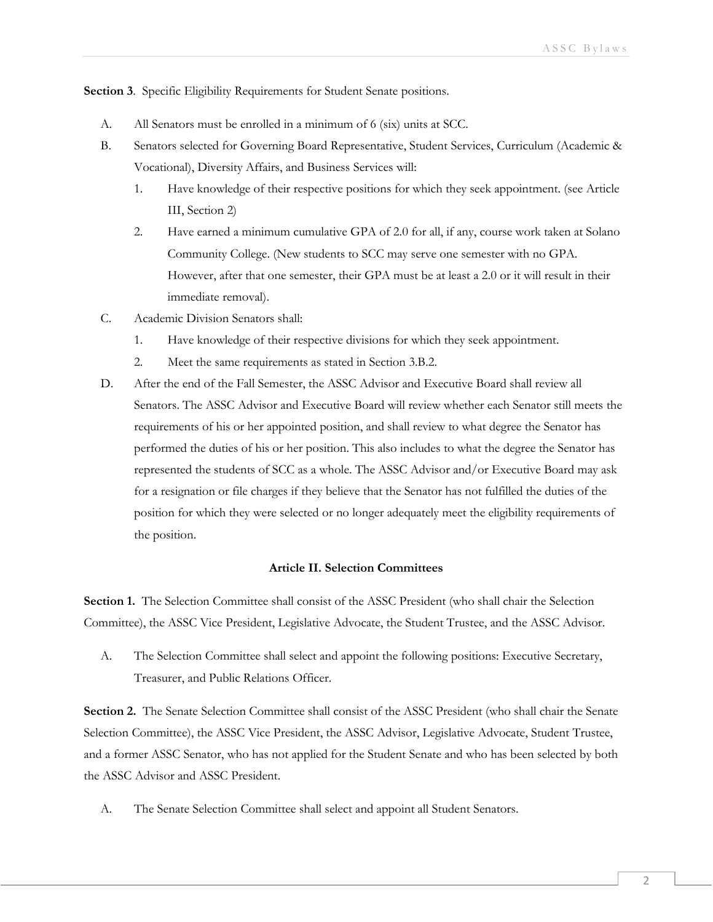**Section 3**. Specific Eligibility Requirements for Student Senate positions.

A. All Senators must be enrolled in a minimum of 6 (six) units at SCC.

B. Senators selected for Governing Board Representative, Student Services, Curriculum (Academic & Vocational), Diversity Affairs, and Business Services will:

   1. Have knowledge of their respective positions for which they seek appointment. (see Article III, Section 2)
   2. Have earned a minimum cumulative GPA of 2.0 for all, if any, course work taken at Solano Community College. (New students to SCC may serve one semester with no GPA. However, after that one semester, their GPA must be at least a 2.0 or it will result in their immediate removal).

C. Academic Division Senators shall:

   1. Have knowledge of their respective divisions for which they seek appointment.
   2. Meet the same requirements as stated in Section 3.B.2.

D. After the end of the Fall Semester, the ASSC Advisor and Executive Board shall review all Senators. The ASSC Advisor and Executive Board will review whether each Senator still meets the requirements of his or her appointed position, and shall review to what degree the Senator has performed the duties of his or her position. This also includes to what the degree the Senator has represented the students of SCC as a whole. The ASSC Advisor and/or Executive Board may ask for a resignation or file charges if they believe that the Senator has not fulfilled the duties of the position for which they were selected or no longer adequately meet the eligibility requirements of the position.

## Article II. Selection Committees

**Section 1.** The Selection Committee shall consist of the ASSC President (who shall chair the Selection Committee), the ASSC Vice President, Legislative Advocate, the Student Trustee, and the ASSC Advisor.

A. The Selection Committee shall select and appoint the following positions: Executive Secretary, Treasurer, and Public Relations Officer.

**Section 2.** The Senate Selection Committee shall consist of the ASSC President (who shall chair the Senate Selection Committee), the ASSC Vice President, the ASSC Advisor, Legislative Advocate, Student Trustee, and a former ASSC Senator, who has not applied for the Student Senate and who has been selected by both the ASSC Advisor and ASSC President.

A. The Senate Selection Committee shall select and appoint all Student Senators.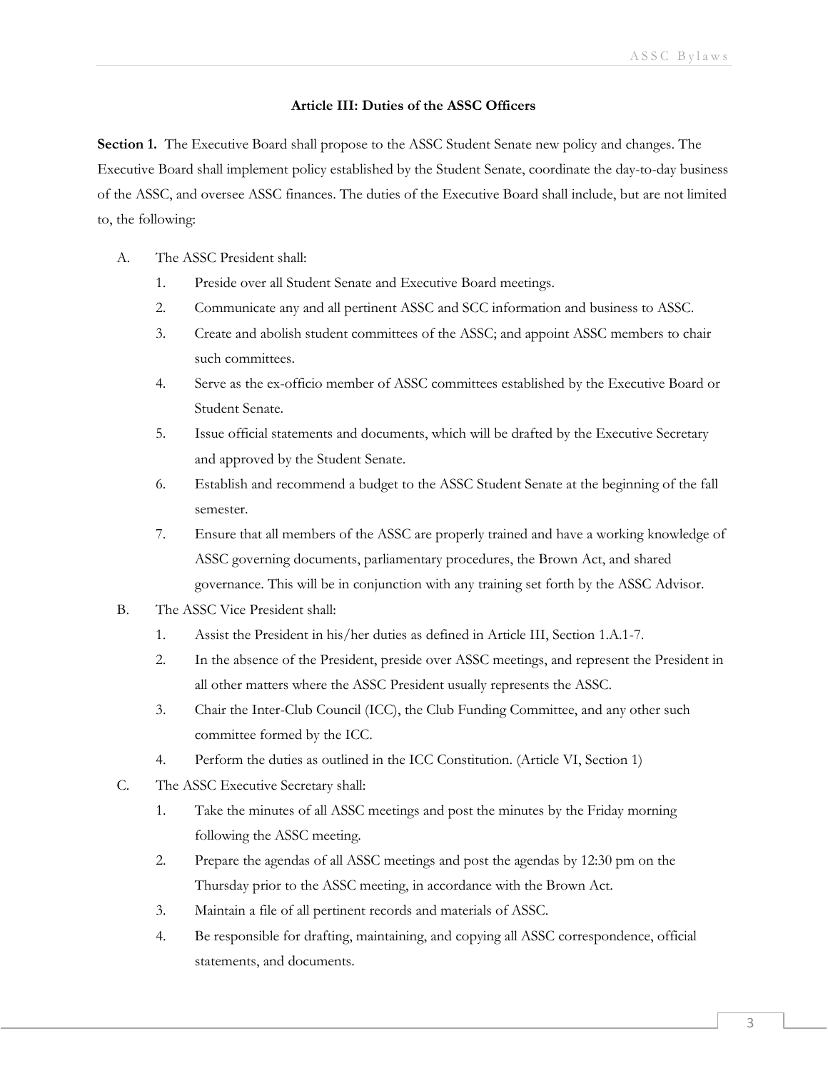## Article III: Duties of the ASSC Officers

**Section 1.** The Executive Board shall propose to the ASSC Student Senate new policy and changes. The Executive Board shall implement policy established by the Student Senate, coordinate the day-to-day business of the ASSC, and oversee ASSC finances. The duties of the Executive Board shall include, but are not limited to, the following:

A. The ASSC President shall:
   1. Preside over all Student Senate and Executive Board meetings.
   2. Communicate any and all pertinent ASSC and SCC information and business to ASSC.
   3. Create and abolish student committees of the ASSC; and appoint ASSC members to chair such committees.
   4. Serve as the ex-officio member of ASSC committees established by the Executive Board or Student Senate.
   5. Issue official statements and documents, which will be drafted by the Executive Secretary and approved by the Student Senate.
   6. Establish and recommend a budget to the ASSC Student Senate at the beginning of the fall semester.
   7. Ensure that all members of the ASSC are properly trained and have a working knowledge of ASSC governing documents, parliamentary procedures, the Brown Act, and shared governance. This will be in conjunction with any training set forth by the ASSC Advisor.

B. The ASSC Vice President shall:
   1. Assist the President in his/her duties as defined in Article III, Section 1.A.1-7.
   2. In the absence of the President, preside over ASSC meetings, and represent the President in all other matters where the ASSC President usually represents the ASSC.
   3. Chair the Inter-Club Council (ICC), the Club Funding Committee, and any other such committee formed by the ICC.
   4. Perform the duties as outlined in the ICC Constitution. (Article VI, Section 1)

C. The ASSC Executive Secretary shall:
   1. Take the minutes of all ASSC meetings and post the minutes by the Friday morning following the ASSC meeting.
   2. Prepare the agendas of all ASSC meetings and post the agendas by 12:30 pm on the Thursday prior to the ASSC meeting, in accordance with the Brown Act.
   3. Maintain a file of all pertinent records and materials of ASSC.
   4. Be responsible for drafting, maintaining, and copying all ASSC correspondence, official statements, and documents.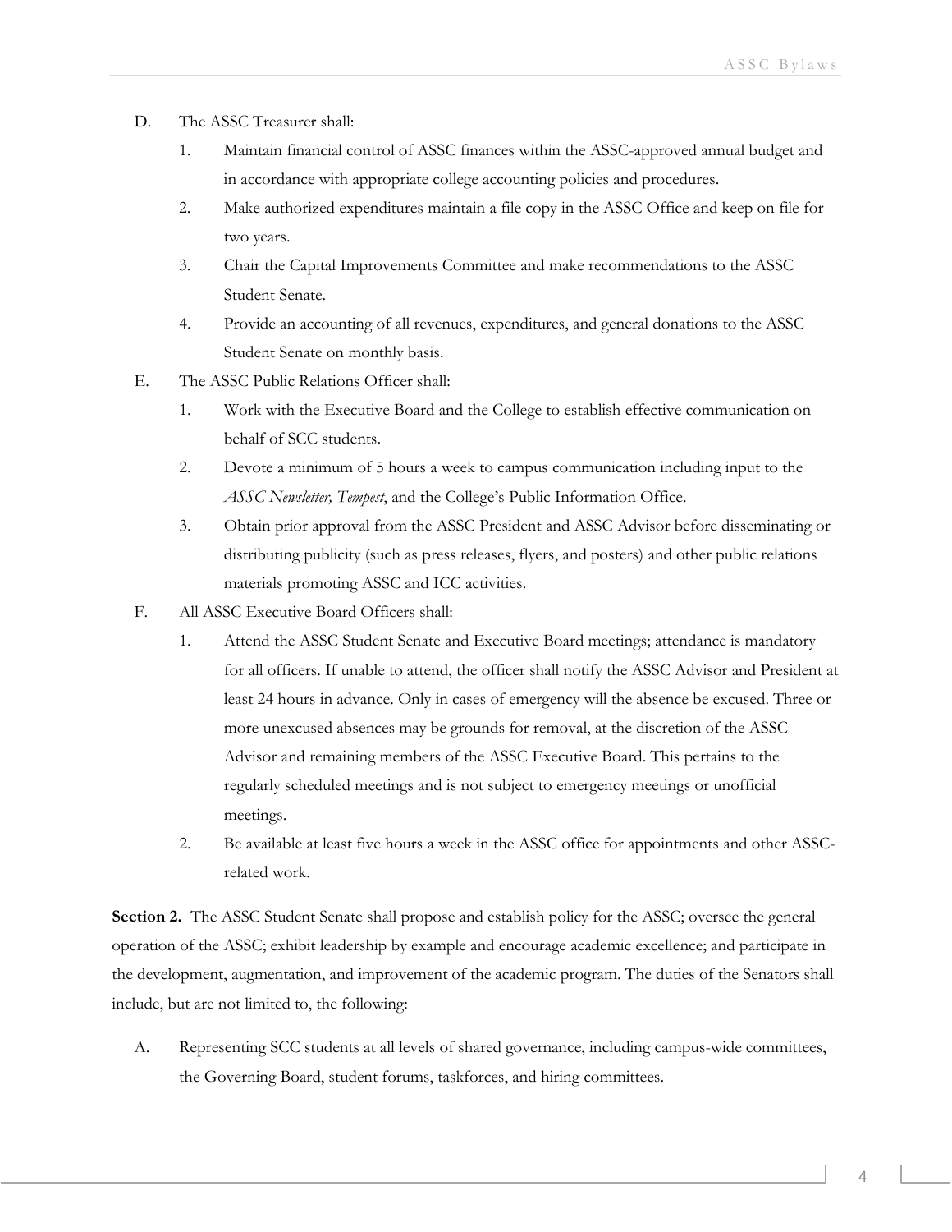D. The ASSC Treasurer shall:

1. Maintain financial control of ASSC finances within the ASSC-approved annual budget and in accordance with appropriate college accounting policies and procedures.
2. Make authorized expenditures maintain a file copy in the ASSC Office and keep on file for two years.
3. Chair the Capital Improvements Committee and make recommendations to the ASSC Student Senate.
4. Provide an accounting of all revenues, expenditures, and general donations to the ASSC Student Senate on monthly basis.

E. The ASSC Public Relations Officer shall:

1. Work with the Executive Board and the College to establish effective communication on behalf of SCC students.
2. Devote a minimum of 5 hours a week to campus communication including input to the *ASSC Newsletter, Tempest*, and the College's Public Information Office.
3. Obtain prior approval from the ASSC President and ASSC Advisor before disseminating or distributing publicity (such as press releases, flyers, and posters) and other public relations materials promoting ASSC and ICC activities.

F. All ASSC Executive Board Officers shall:

1. Attend the ASSC Student Senate and Executive Board meetings; attendance is mandatory for all officers. If unable to attend, the officer shall notify the ASSC Advisor and President at least 24 hours in advance. Only in cases of emergency will the absence be excused. Three or more unexcused absences may be grounds for removal, at the discretion of the ASSC Advisor and remaining members of the ASSC Executive Board. This pertains to the regularly scheduled meetings and is not subject to emergency meetings or unofficial meetings.
2. Be available at least five hours a week in the ASSC office for appointments and other ASSC-related work.

**Section 2.** The ASSC Student Senate shall propose and establish policy for the ASSC; oversee the general operation of the ASSC; exhibit leadership by example and encourage academic excellence; and participate in the development, augmentation, and improvement of the academic program. The duties of the Senators shall include, but are not limited to, the following:

A. Representing SCC students at all levels of shared governance, including campus-wide committees, the Governing Board, student forums, taskforces, and hiring committees.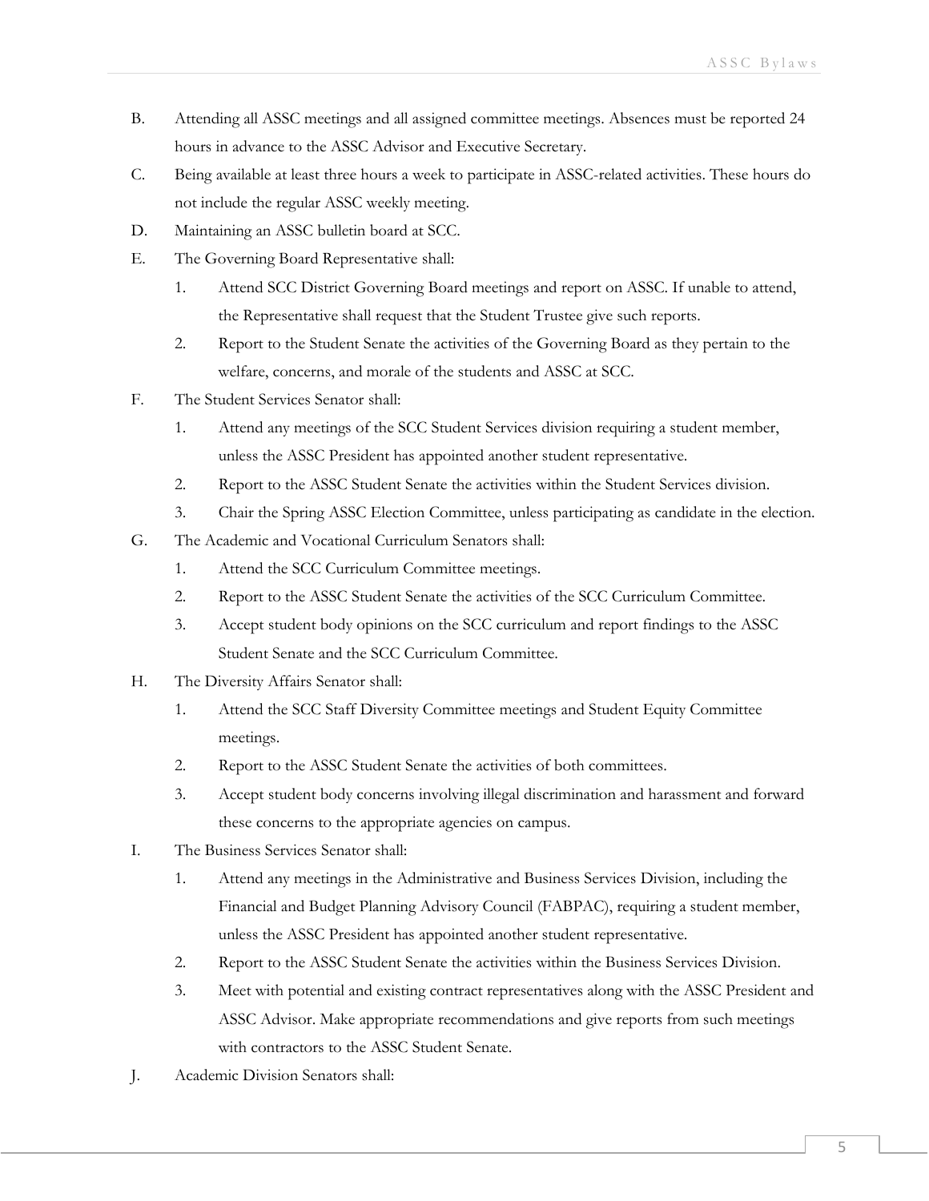B. Attending all ASSC meetings and all assigned committee meetings. Absences must be reported 24 hours in advance to the ASSC Advisor and Executive Secretary.

C. Being available at least three hours a week to participate in ASSC-related activities. These hours do not include the regular ASSC weekly meeting.

D. Maintaining an ASSC bulletin board at SCC.

E. The Governing Board Representative shall:

   1. Attend SCC District Governing Board meetings and report on ASSC. If unable to attend, the Representative shall request that the Student Trustee give such reports.
   2. Report to the Student Senate the activities of the Governing Board as they pertain to the welfare, concerns, and morale of the students and ASSC at SCC.

F. The Student Services Senator shall:

   1. Attend any meetings of the SCC Student Services division requiring a student member, unless the ASSC President has appointed another student representative.
   2. Report to the ASSC Student Senate the activities within the Student Services division.
   3. Chair the Spring ASSC Election Committee, unless participating as candidate in the election.

G. The Academic and Vocational Curriculum Senators shall:

   1. Attend the SCC Curriculum Committee meetings.
   2. Report to the ASSC Student Senate the activities of the SCC Curriculum Committee.
   3. Accept student body opinions on the SCC curriculum and report findings to the ASSC Student Senate and the SCC Curriculum Committee.

H. The Diversity Affairs Senator shall:

   1. Attend the SCC Staff Diversity Committee meetings and Student Equity Committee meetings.
   2. Report to the ASSC Student Senate the activities of both committees.
   3. Accept student body concerns involving illegal discrimination and harassment and forward these concerns to the appropriate agencies on campus.

I. The Business Services Senator shall:

   1. Attend any meetings in the Administrative and Business Services Division, including the Financial and Budget Planning Advisory Council (FABPAC), requiring a student member, unless the ASSC President has appointed another student representative.
   2. Report to the ASSC Student Senate the activities within the Business Services Division.
   3. Meet with potential and existing contract representatives along with the ASSC President and ASSC Advisor. Make appropriate recommendations and give reports from such meetings with contractors to the ASSC Student Senate.

J. Academic Division Senators shall: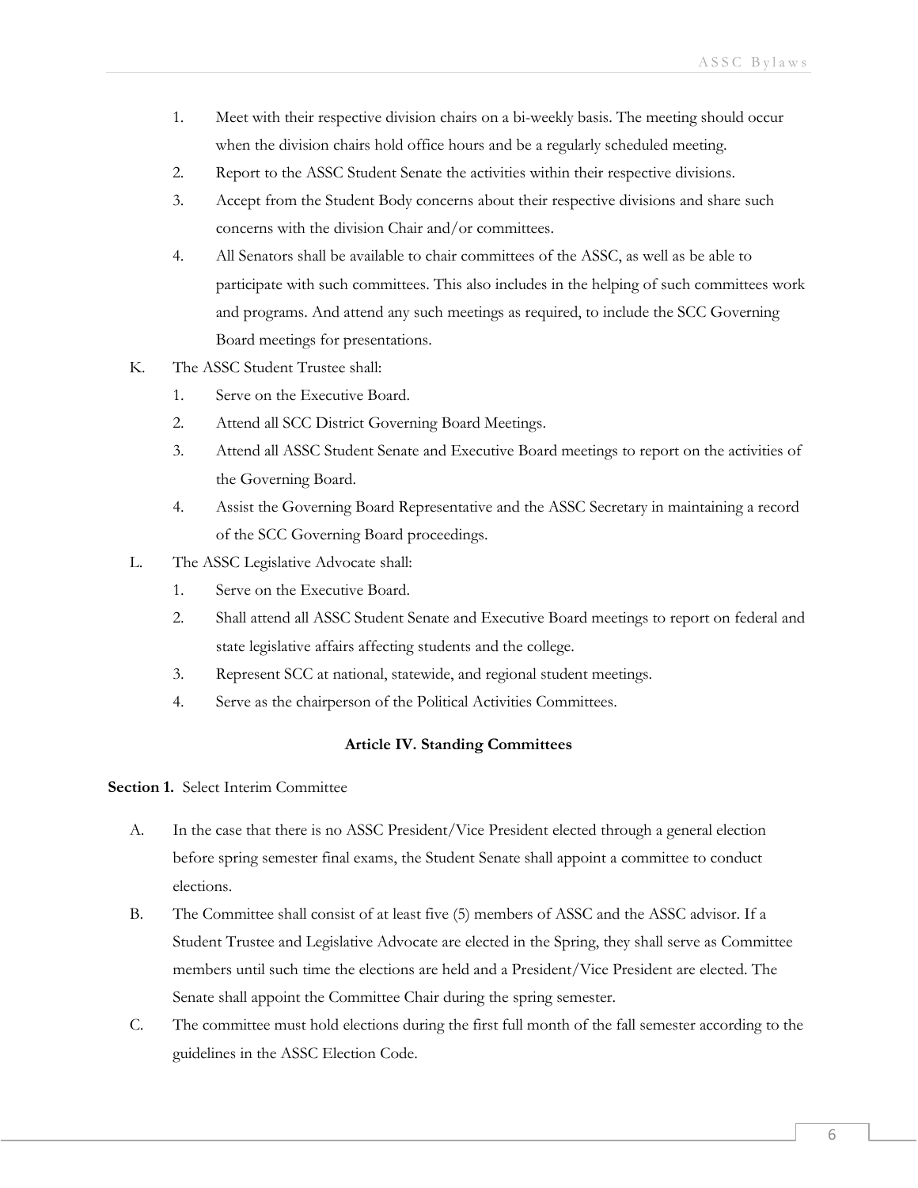1. Meet with their respective division chairs on a bi-weekly basis. The meeting should occur when the division chairs hold office hours and be a regularly scheduled meeting.
2. Report to the ASSC Student Senate the activities within their respective divisions.
3. Accept from the Student Body concerns about their respective divisions and share such concerns with the division Chair and/or committees.
4. All Senators shall be available to chair committees of the ASSC, as well as be able to participate with such committees. This also includes in the helping of such committees work and programs. And attend any such meetings as required, to include the SCC Governing Board meetings for presentations.

K. The ASSC Student Trustee shall:

1. Serve on the Executive Board.
2. Attend all SCC District Governing Board Meetings.
3. Attend all ASSC Student Senate and Executive Board meetings to report on the activities of the Governing Board.
4. Assist the Governing Board Representative and the ASSC Secretary in maintaining a record of the SCC Governing Board proceedings.

L. The ASSC Legislative Advocate shall:

1. Serve on the Executive Board.
2. Shall attend all ASSC Student Senate and Executive Board meetings to report on federal and state legislative affairs affecting students and the college.
3. Represent SCC at national, statewide, and regional student meetings.
4. Serve as the chairperson of the Political Activities Committees.

## Article IV. Standing Committees

**Section 1.** Select Interim Committee

A. In the case that there is no ASSC President/Vice President elected through a general election before spring semester final exams, the Student Senate shall appoint a committee to conduct elections.

B. The Committee shall consist of at least five (5) members of ASSC and the ASSC advisor. If a Student Trustee and Legislative Advocate are elected in the Spring, they shall serve as Committee members until such time the elections are held and a President/Vice President are elected. The Senate shall appoint the Committee Chair during the spring semester.

C. The committee must hold elections during the first full month of the fall semester according to the guidelines in the ASSC Election Code.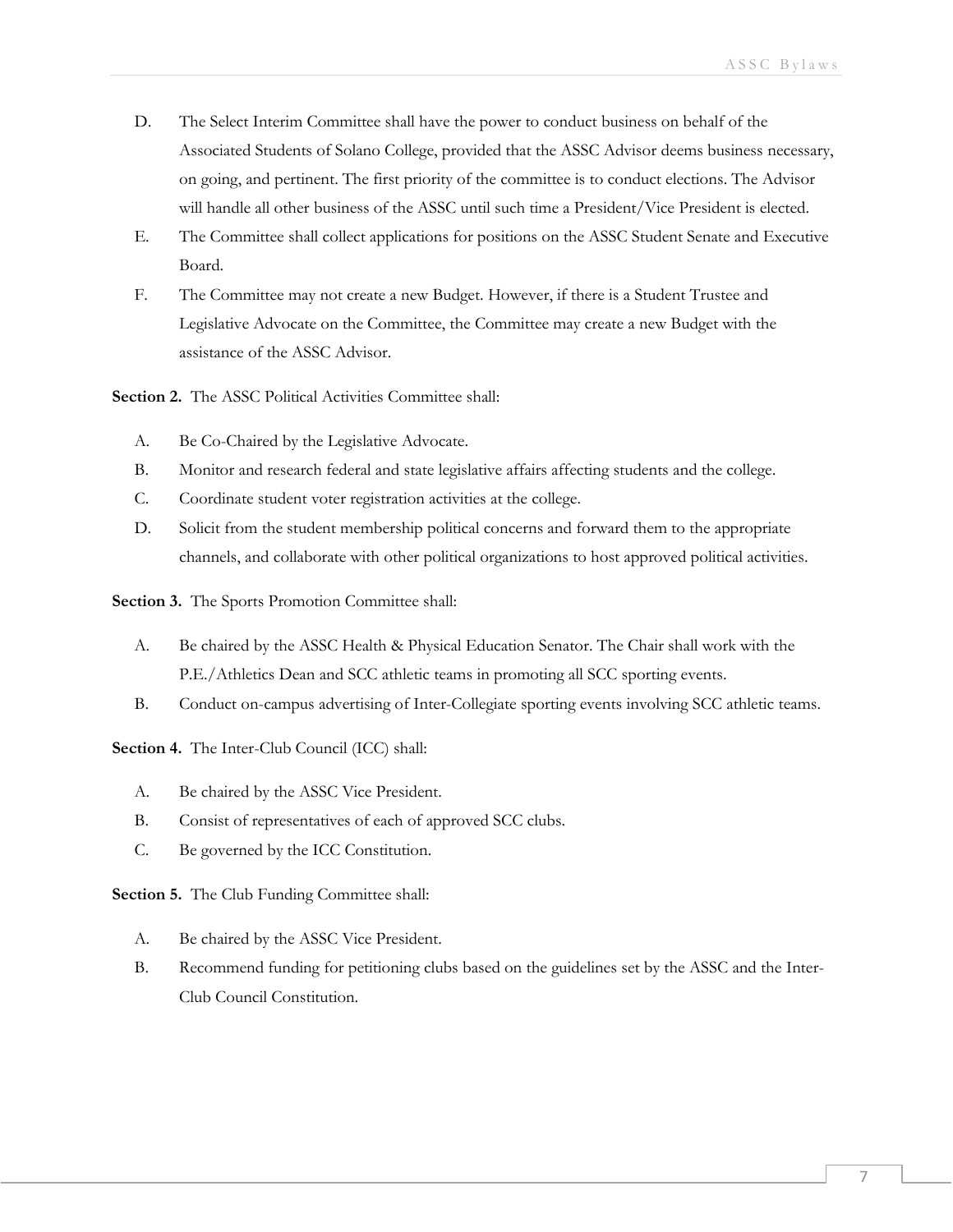D. The Select Interim Committee shall have the power to conduct business on behalf of the Associated Students of Solano College, provided that the ASSC Advisor deems business necessary, on going, and pertinent. The first priority of the committee is to conduct elections. The Advisor will handle all other business of the ASSC until such time a President/Vice President is elected.

E. The Committee shall collect applications for positions on the ASSC Student Senate and Executive Board.

F. The Committee may not create a new Budget. However, if there is a Student Trustee and Legislative Advocate on the Committee, the Committee may create a new Budget with the assistance of the ASSC Advisor.

**Section 2.** The ASSC Political Activities Committee shall:

A. Be Co-Chaired by the Legislative Advocate.

B. Monitor and research federal and state legislative affairs affecting students and the college.

C. Coordinate student voter registration activities at the college.

D. Solicit from the student membership political concerns and forward them to the appropriate channels, and collaborate with other political organizations to host approved political activities.

**Section 3.** The Sports Promotion Committee shall:

A. Be chaired by the ASSC Health & Physical Education Senator. The Chair shall work with the P.E./Athletics Dean and SCC athletic teams in promoting all SCC sporting events.

B. Conduct on-campus advertising of Inter-Collegiate sporting events involving SCC athletic teams.

**Section 4.** The Inter-Club Council (ICC) shall:

A. Be chaired by the ASSC Vice President.

B. Consist of representatives of each of approved SCC clubs.

C. Be governed by the ICC Constitution.

**Section 5.** The Club Funding Committee shall:

A. Be chaired by the ASSC Vice President.

B. Recommend funding for petitioning clubs based on the guidelines set by the ASSC and the Inter-Club Council Constitution.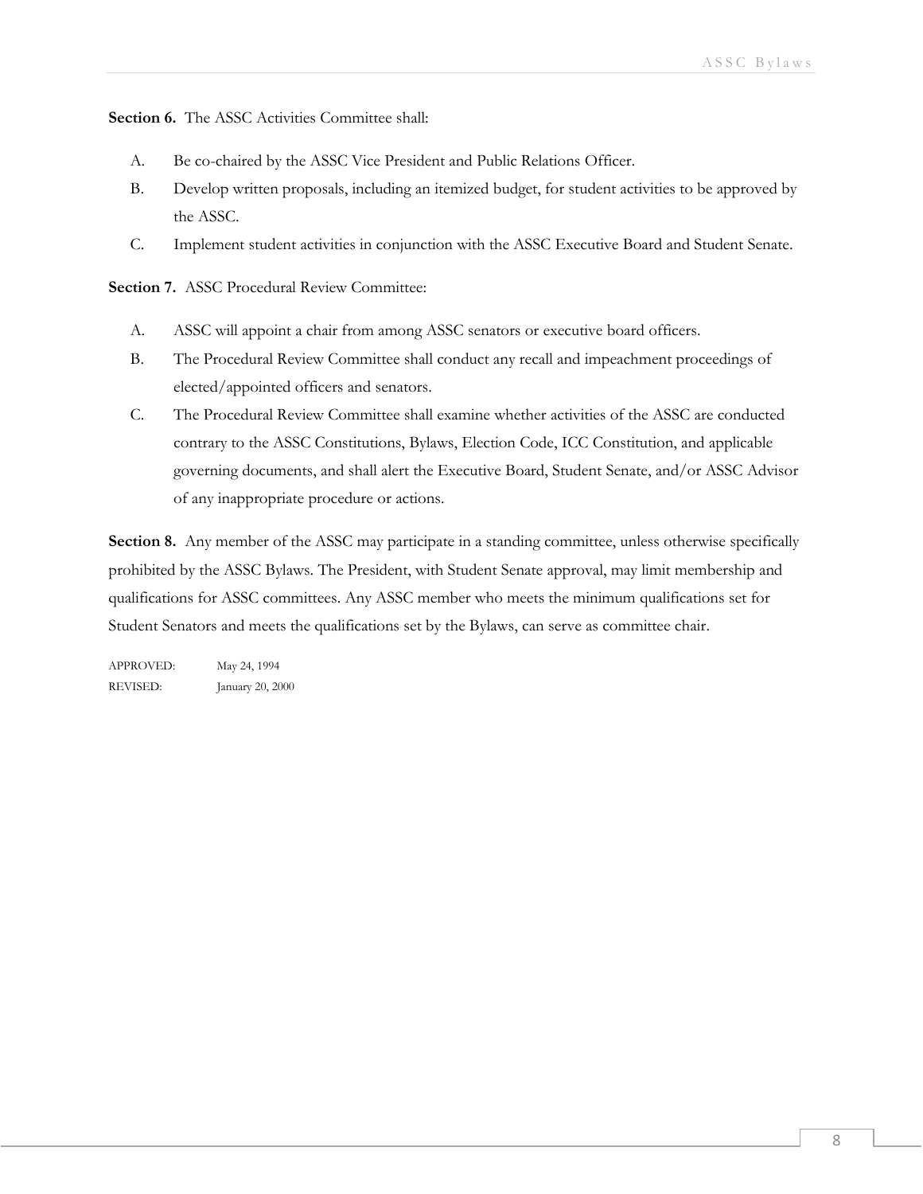**Section 6.** The ASSC Activities Committee shall:

A. Be co-chaired by the ASSC Vice President and Public Relations Officer.

B. Develop written proposals, including an itemized budget, for student activities to be approved by the ASSC.

C. Implement student activities in conjunction with the ASSC Executive Board and Student Senate.

**Section 7.** ASSC Procedural Review Committee:

A. ASSC will appoint a chair from among ASSC senators or executive board officers.

B. The Procedural Review Committee shall conduct any recall and impeachment proceedings of elected/appointed officers and senators.

C. The Procedural Review Committee shall examine whether activities of the ASSC are conducted contrary to the ASSC Constitutions, Bylaws, Election Code, ICC Constitution, and applicable governing documents, and shall alert the Executive Board, Student Senate, and/or ASSC Advisor of any inappropriate procedure or actions.

**Section 8.** Any member of the ASSC may participate in a standing committee, unless otherwise specifically prohibited by the ASSC Bylaws. The President, with Student Senate approval, may limit membership and qualifications for ASSC committees. Any ASSC member who meets the minimum qualifications set for Student Senators and meets the qualifications set by the Bylaws, can serve as committee chair.

APPROVED: May 24, 1994
REVISED: January 20, 2000